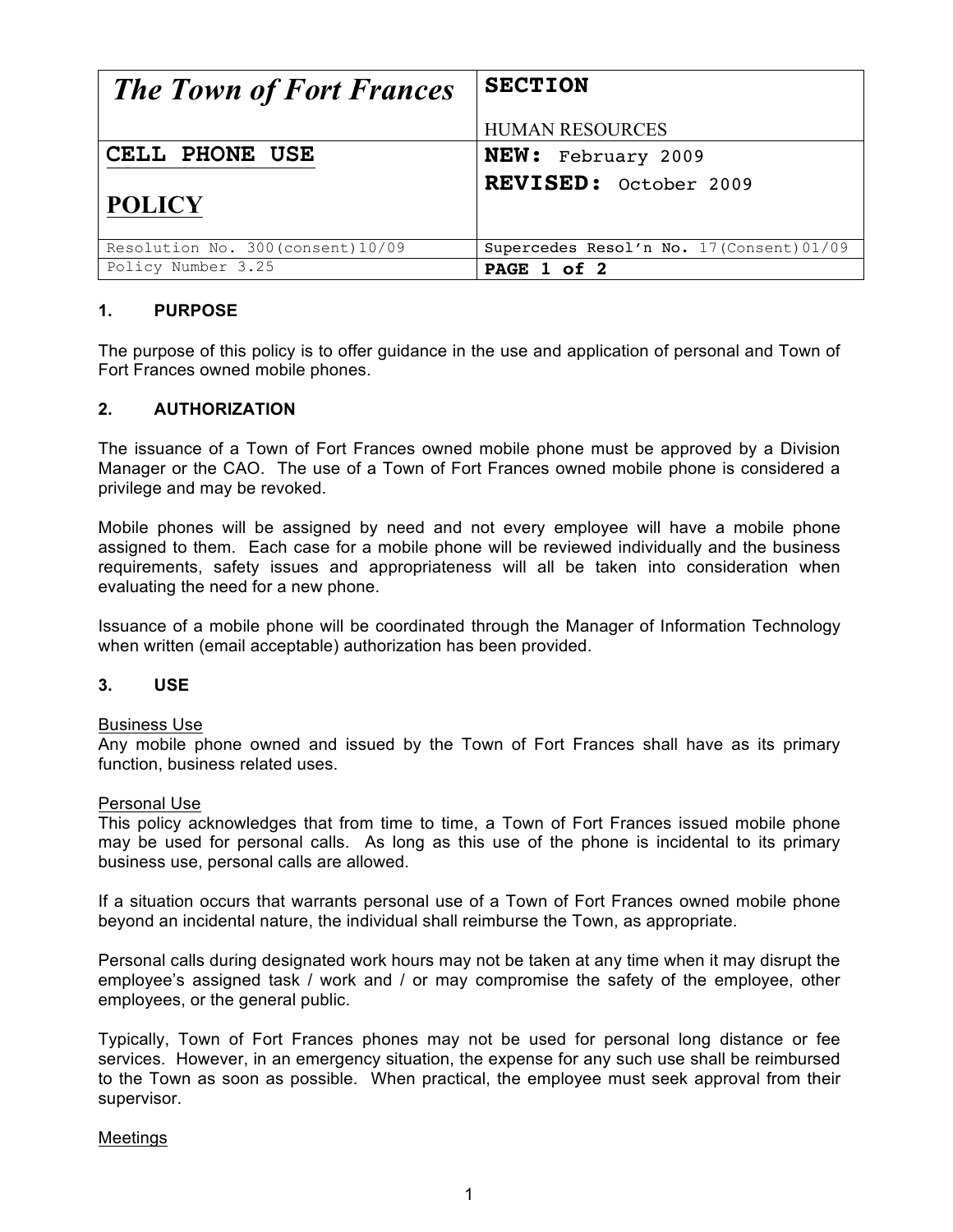| *The Town of Fort Frances* | **SECTION**<br><br>HUMAN RESOURCES |
| --- | --- |
| **CELL PHONE USE**<br><br>**POLICY** | **NEW:** February 2009<br>**REVISED:** October 2009 |
| Resolution No. 300(consent)10/09 | **Supercedes Resol'n No.** 17(Consent)01/09 |
| Policy Number 3.25 | **PAGE 1 of 2** |

## 1. PURPOSE

The purpose of this policy is to offer guidance in the use and application of personal and Town of Fort Frances owned mobile phones.

## 2. AUTHORIZATION

The issuance of a Town of Fort Frances owned mobile phone must be approved by a Division Manager or the CAO. The use of a Town of Fort Frances owned mobile phone is considered a privilege and may be revoked.

Mobile phones will be assigned by need and not every employee will have a mobile phone assigned to them. Each case for a mobile phone will be reviewed individually and the business requirements, safety issues and appropriateness will all be taken into consideration when evaluating the need for a new phone.

Issuance of a mobile phone will be coordinated through the Manager of Information Technology when written (email acceptable) authorization has been provided.

## 3. USE

<u>Business Use</u>
Any mobile phone owned and issued by the Town of Fort Frances shall have as its primary function, business related uses.

<u>Personal Use</u>
This policy acknowledges that from time to time, a Town of Fort Frances issued mobile phone may be used for personal calls. As long as this use of the phone is incidental to its primary business use, personal calls are allowed.

If a situation occurs that warrants personal use of a Town of Fort Frances owned mobile phone beyond an incidental nature, the individual shall reimburse the Town, as appropriate.

Personal calls during designated work hours may not be taken at any time when it may disrupt the employee's assigned task / work and / or may compromise the safety of the employee, other employees, or the general public.

Typically, Town of Fort Frances phones may not be used for personal long distance or fee services. However, in an emergency situation, the expense for any such use shall be reimbursed to the Town as soon as possible. When practical, the employee must seek approval from their supervisor.

<u>Meetings</u>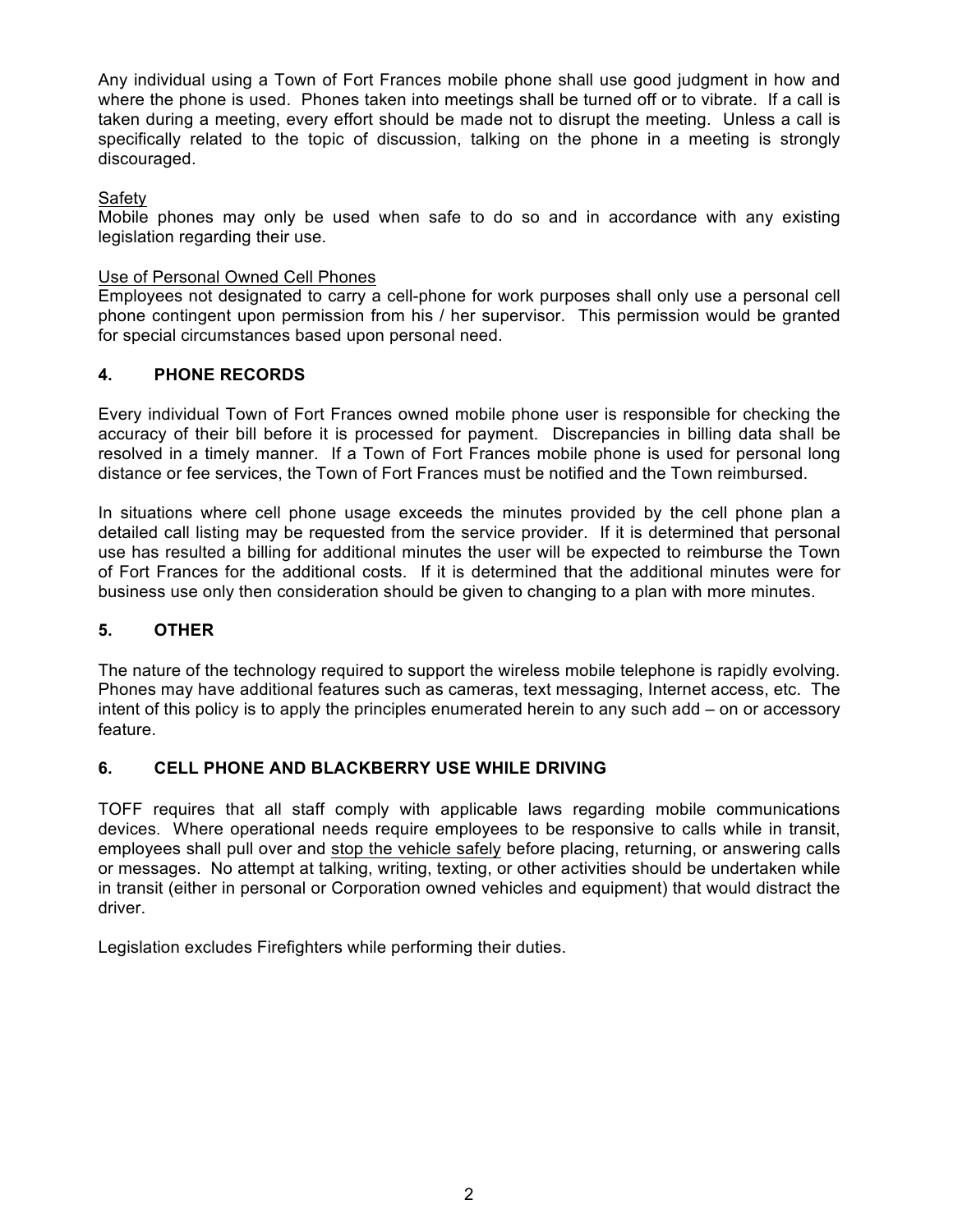Any individual using a Town of Fort Frances mobile phone shall use good judgment in how and where the phone is used. Phones taken into meetings shall be turned off or to vibrate. If a call is taken during a meeting, every effort should be made not to disrupt the meeting. Unless a call is specifically related to the topic of discussion, talking on the phone in a meeting is strongly discouraged.

<u>Safety</u>
Mobile phones may only be used when safe to do so and in accordance with any existing legislation regarding their use.

<u>Use of Personal Owned Cell Phones</u>
Employees not designated to carry a cell-phone for work purposes shall only use a personal cell phone contingent upon permission from his / her supervisor. This permission would be granted for special circumstances based upon personal need.

## 4. PHONE RECORDS

Every individual Town of Fort Frances owned mobile phone user is responsible for checking the accuracy of their bill before it is processed for payment. Discrepancies in billing data shall be resolved in a timely manner. If a Town of Fort Frances mobile phone is used for personal long distance or fee services, the Town of Fort Frances must be notified and the Town reimbursed.

In situations where cell phone usage exceeds the minutes provided by the cell phone plan a detailed call listing may be requested from the service provider. If it is determined that personal use has resulted a billing for additional minutes the user will be expected to reimburse the Town of Fort Frances for the additional costs. If it is determined that the additional minutes were for business use only then consideration should be given to changing to a plan with more minutes.

## 5. OTHER

The nature of the technology required to support the wireless mobile telephone is rapidly evolving. Phones may have additional features such as cameras, text messaging, Internet access, etc. The intent of this policy is to apply the principles enumerated herein to any such add – on or accessory feature.

## 6. CELL PHONE AND BLACKBERRY USE WHILE DRIVING

TOFF requires that all staff comply with applicable laws regarding mobile communications devices. Where operational needs require employees to be responsive to calls while in transit, employees shall pull over and <u>stop the vehicle safely</u> before placing, returning, or answering calls or messages. No attempt at talking, writing, texting, or other activities should be undertaken while in transit (either in personal or Corporation owned vehicles and equipment) that would distract the driver.

Legislation excludes Firefighters while performing their duties.